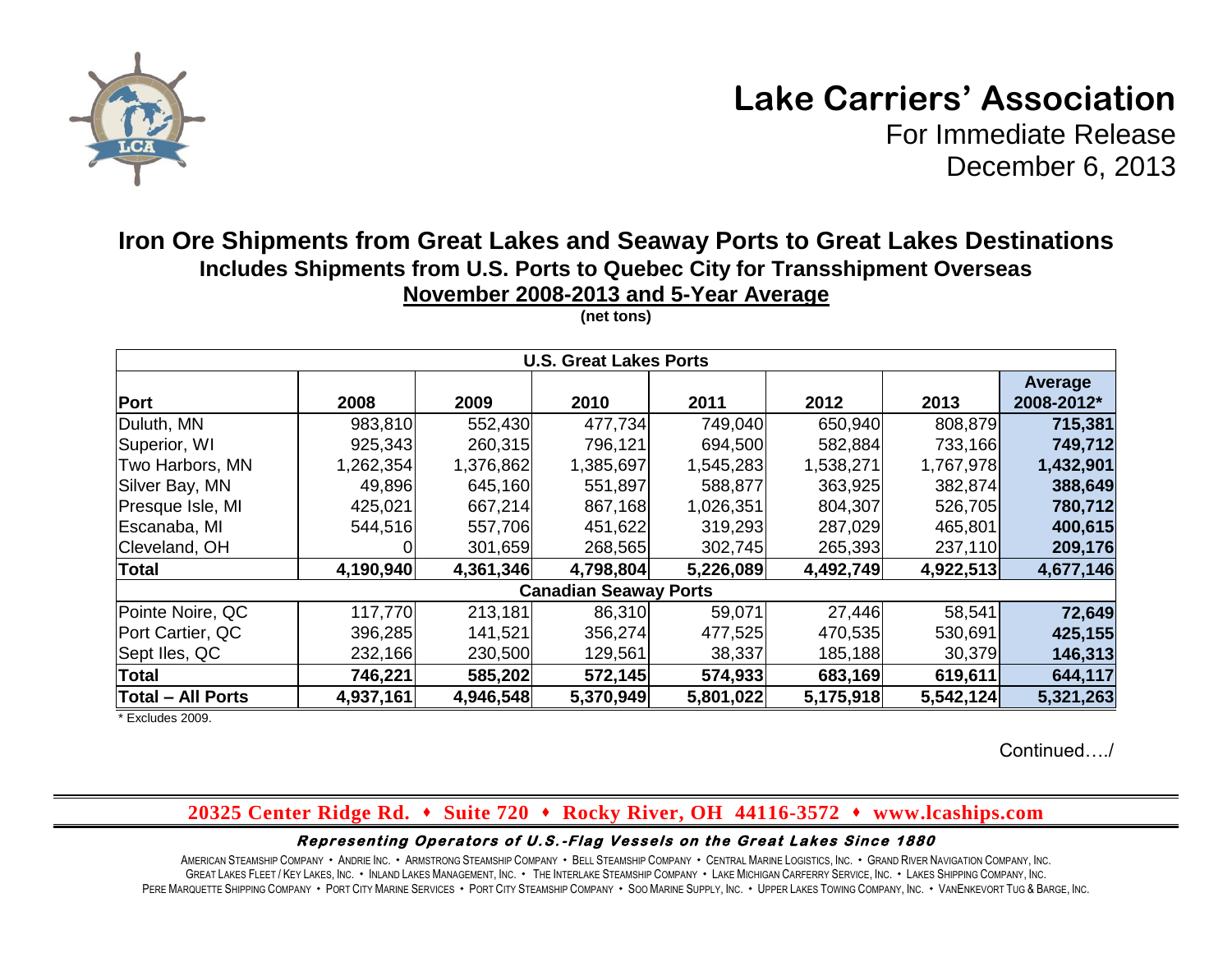# Lake Carriers' Association

For Immediate Release
December 6, 2013

## Iron Ore Shipments from Great Lakes and Seaway Ports to Great Lakes Destinations

### Includes Shipments from U.S. Ports to Quebec City for Transshipment Overseas

### November 2008-2013 and 5-Year Average

**(net tons)**

| Port | 2008 | 2009 | 2010 | 2011 | 2012 | 2013 | Average 2008-2012* |
|---|---|---|---|---|---|---|---|
| **U.S. Great Lakes Ports** | | | | | | | |
| Duluth, MN | 983,810 | 552,430 | 477,734 | 749,040 | 650,940 | 808,879 | **715,381** |
| Superior, WI | 925,343 | 260,315 | 796,121 | 694,500 | 582,884 | 733,166 | **749,712** |
| Two Harbors, MN | 1,262,354 | 1,376,862 | 1,385,697 | 1,545,283 | 1,538,271 | 1,767,978 | **1,432,901** |
| Silver Bay, MN | 49,896 | 645,160 | 551,897 | 588,877 | 363,925 | 382,874 | **388,649** |
| Presque Isle, MI | 425,021 | 667,214 | 867,168 | 1,026,351 | 804,307 | 526,705 | **780,712** |
| Escanaba, MI | 544,516 | 557,706 | 451,622 | 319,293 | 287,029 | 465,801 | **400,615** |
| Cleveland, OH | 0 | 301,659 | 268,565 | 302,745 | 265,393 | 237,110 | **209,176** |
| **Total** | **4,190,940** | **4,361,346** | **4,798,804** | **5,226,089** | **4,492,749** | **4,922,513** | **4,677,146** |
| **Canadian Seaway Ports** | | | | | | | |
| Pointe Noire, QC | 117,770 | 213,181 | 86,310 | 59,071 | 27,446 | 58,541 | **72,649** |
| Port Cartier, QC | 396,285 | 141,521 | 356,274 | 477,525 | 470,535 | 530,691 | **425,155** |
| Sept Iles, QC | 232,166 | 230,500 | 129,561 | 38,337 | 185,188 | 30,379 | **146,313** |
| **Total** | **746,221** | **585,202** | **572,145** | **574,933** | **683,169** | **619,611** | **644,117** |
| **Total – All Ports** | **4,937,161** | **4,946,548** | **5,370,949** | **5,801,022** | **5,175,918** | **5,542,124** | **5,321,263** |

* Excludes 2009.

Continued…./

**20325 Center Ridge Rd. • Suite 720 • Rocky River, OH 44116-3572 • www.lcaships.com**

*Representing Operators of U.S.-Flag Vessels on the Great Lakes Since 1880*

American Steamship Company • Andrie Inc. • Armstrong Steamship Company • Bell Steamship Company • Central Marine Logistics, Inc. • Grand River Navigation Company, Inc.
Great Lakes Fleet / Key Lakes, Inc. • Inland Lakes Management, Inc. • The Interlake Steamship Company • Lake Michigan Carferry Service, Inc. • Lakes Shipping Company, Inc.
Pere Marquette Shipping Company • Port City Marine Services • Port City Steamship Company • Soo Marine Supply, Inc. • Upper Lakes Towing Company, Inc. • VanEnkevort Tug & Barge, Inc.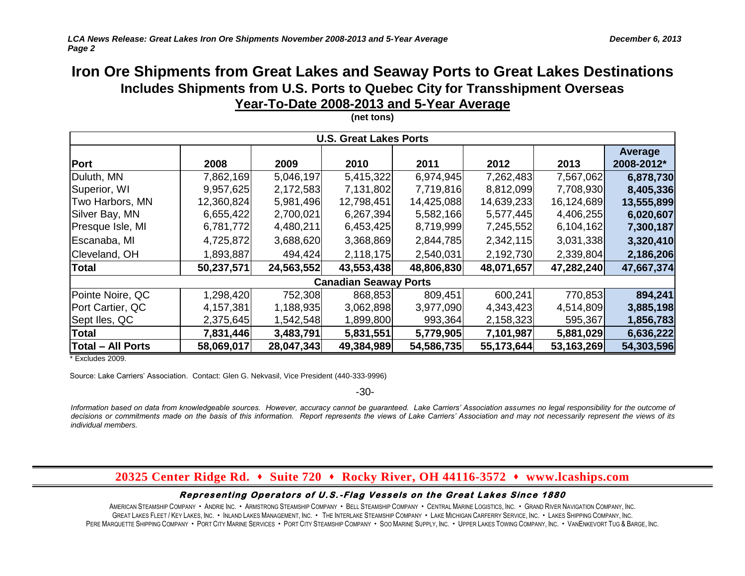# Iron Ore Shipments from Great Lakes and Seaway Ports to Great Lakes Destinations

## Includes Shipments from U.S. Ports to Quebec City for Transshipment Overseas

## Year-To-Date 2008-2013 and 5-Year Average

(net tons)

| Port | 2008 | 2009 | 2010 | 2011 | 2012 | 2013 | Average 2008-2012* |
|---|---|---|---|---|---|---|---|
| **U.S. Great Lakes Ports** | | | | | | | |
| Duluth, MN | 7,862,169 | 5,046,197 | 5,415,322 | 6,974,945 | 7,262,483 | 7,567,062 | **6,878,730** |
| Superior, WI | 9,957,625 | 2,172,583 | 7,131,802 | 7,719,816 | 8,812,099 | 7,708,930 | **8,405,336** |
| Two Harbors, MN | 12,360,824 | 5,981,496 | 12,798,451 | 14,425,088 | 14,639,233 | 16,124,689 | **13,555,899** |
| Silver Bay, MN | 6,655,422 | 2,700,021 | 6,267,394 | 5,582,166 | 5,577,445 | 4,406,255 | **6,020,607** |
| Presque Isle, MI | 6,781,772 | 4,480,211 | 6,453,425 | 8,719,999 | 7,245,552 | 6,104,162 | **7,300,187** |
| Escanaba, MI | 4,725,872 | 3,688,620 | 3,368,869 | 2,844,785 | 2,342,115 | 3,031,338 | **3,320,410** |
| Cleveland, OH | 1,893,887 | 494,424 | 2,118,175 | 2,540,031 | 2,192,730 | 2,339,804 | **2,186,206** |
| **Total** | **50,237,571** | **24,563,552** | **43,553,438** | **48,806,830** | **48,071,657** | **47,282,240** | **47,667,374** |
| **Canadian Seaway Ports** | | | | | | | |
| Pointe Noire, QC | 1,298,420 | 752,308 | 868,853 | 809,451 | 600,241 | 770,853 | **894,241** |
| Port Cartier, QC | 4,157,381 | 1,188,935 | 3,062,898 | 3,977,090 | 4,343,423 | 4,514,809 | **3,885,198** |
| Sept Iles, QC | 2,375,645 | 1,542,548 | 1,899,800 | 993,364 | 2,158,323 | 595,367 | **1,856,783** |
| **Total** | **7,831,446** | **3,483,791** | **5,831,551** | **5,779,905** | **7,101,987** | **5,881,029** | **6,636,222** |
| **Total – All Ports** | **58,069,017** | **28,047,343** | **49,384,989** | **54,586,735** | **55,173,644** | **53,163,269** | **54,303,596** |

* Excludes 2009.

Source: Lake Carriers' Association. Contact: Glen G. Nekvasil, Vice President (440-333-9996)

-30-

*Information based on data from knowledgeable sources. However, accuracy cannot be guaranteed. Lake Carriers' Association assumes no legal responsibility for the outcome of decisions or commitments made on the basis of this information. Report represents the views of Lake Carriers' Association and may not necessarily represent the views of its individual members.*

**20325 Center Ridge Rd. ♦ Suite 720 ♦ Rocky River, OH 44116-3572 ♦ www.lcaships.com**

***Representing Operators of U.S.-Flag Vessels on the Great Lakes Since 1880***

American Steamship Company • Andrie Inc. • Armstrong Steamship Company • Bell Steamship Company • Central Marine Logistics, Inc. • Grand River Navigation Company, Inc.
Great Lakes Fleet / Key Lakes, Inc. • Inland Lakes Management, Inc. • The Interlake Steamship Company • Lake Michigan Carferry Service, Inc. • Lakes Shipping Company, Inc.
Pere Marquette Shipping Company • Port City Marine Services • Port City Steamship Company • Soo Marine Supply, Inc. • Upper Lakes Towing Company, Inc. • VanEnkevort Tug & Barge, Inc.